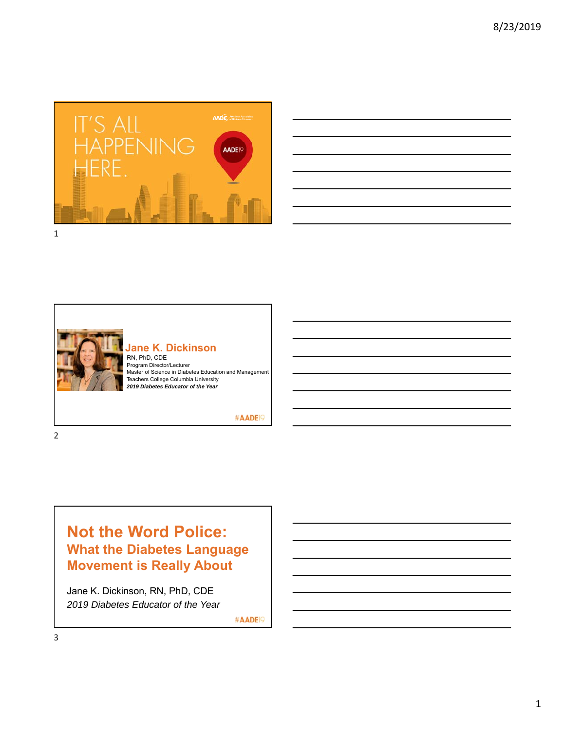IT'S ALL HAPPENING HERE.

AADE19

**Jane K. Dickinson**
RN, PhD, CDE
Program Director/Lecturer
Master of Science in Diabetes Education and Management
Teachers College Columbia University
***2019 Diabetes Educator of the Year***

#AADE19

# Not the Word Police:
## What the Diabetes Language Movement is Really About

Jane K. Dickinson, RN, PhD, CDE
*2019 Diabetes Educator of the Year*

#AADE19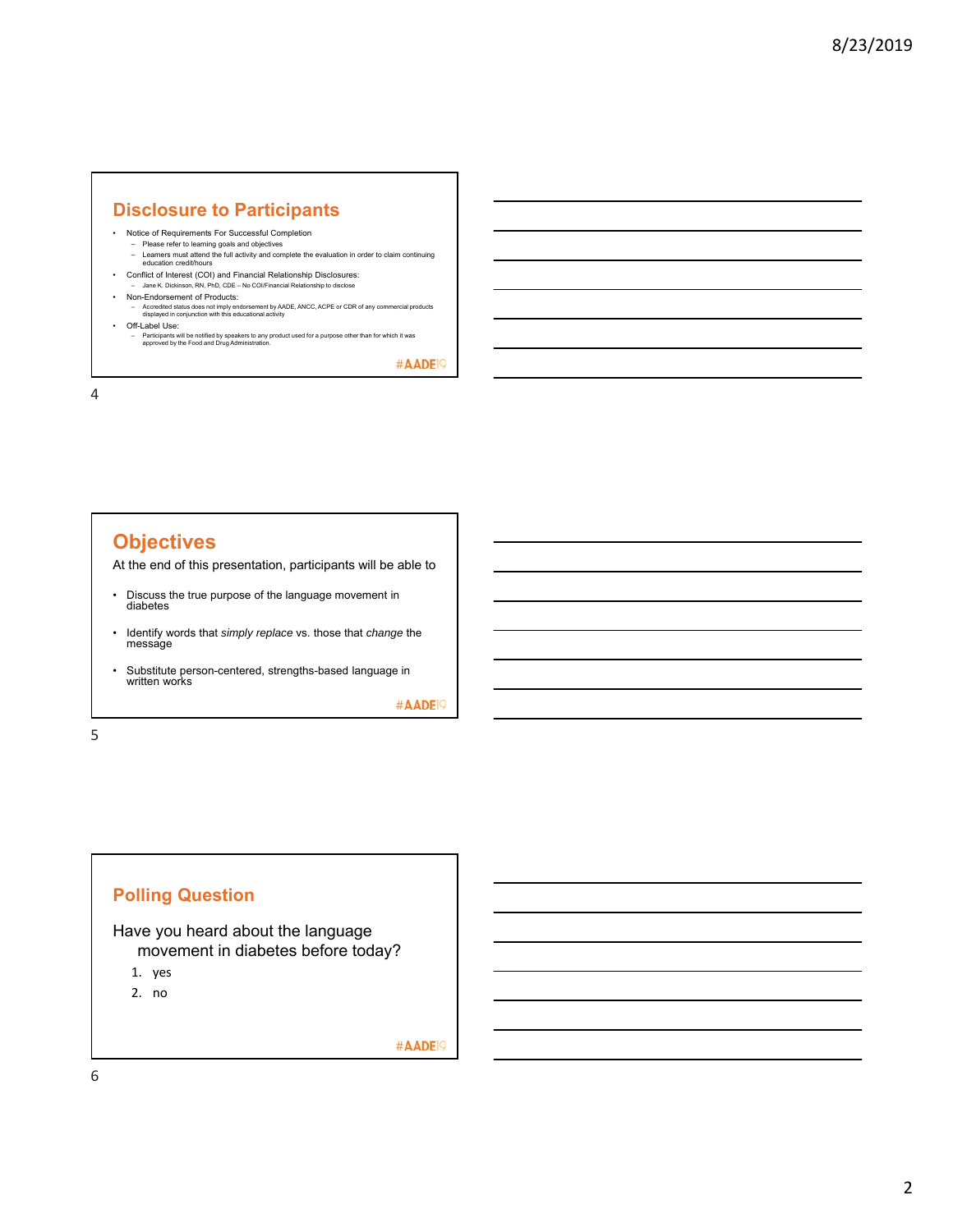## Disclosure to Participants

- Notice of Requirements For Successful Completion
  - Please refer to learning goals and objectives
  - Learners must attend the full activity and complete the evaluation in order to claim continuing education credit/hours
- Conflict of Interest (COI) and Financial Relationship Disclosures:
  - Jane K. Dickinson, RN, PhD, CDE – No COI/Financial Relationship to disclose
- Non-Endorsement of Products:
  - Accredited status does not imply endorsement by AADE, ANCC, ACPE or CDR of any commercial products displayed in conjunction with this educational activity
- Off-Label Use:
  - Participants will be notified by speakers to any product used for a purpose other than for which it was approved by the Food and Drug Administration.

#AADE19

## Objectives

At the end of this presentation, participants will be able to

- Discuss the true purpose of the language movement in diabetes
- Identify words that *simply replace* vs. those that *change* the message
- Substitute person-centered, strengths-based language in written works

#AADE19

## Polling Question

Have you heard about the language movement in diabetes before today?

1. yes
2. no

#AADE19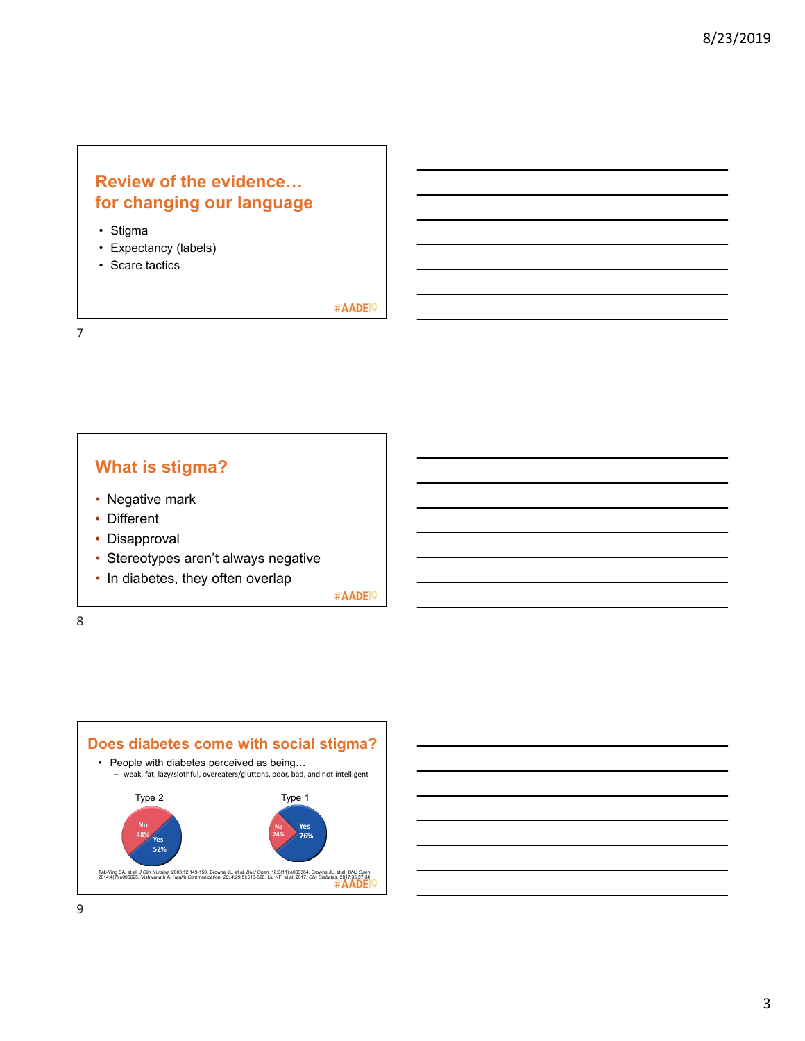## Review of the evidence… for changing our language

- Stigma
- Expectancy (labels)
- Scare tactics

#AADE19

## What is stigma?

- Negative mark
- Different
- Disapproval
- Stereotypes aren't always negative
- In diabetes, they often overlap

#AADE19

## Does diabetes come with social stigma?

- People with diabetes perceived as being…
  - weak, fat, lazy/slothful, overeaters/gluttons, poor, bad, and not intelligent

| | Type 2 | Type 1 |
|---|---|---|
| No | 48% | 24% |
| Yes | 52% | 76% |

Tak-Ying SA, et al. *J Clin Nursing*. 2003;12:149-150. Browne JL, et al. *BMJ Open*. 18;3(11):e003384. Browne JL, et al. *BMJ Open*. 2014;4(7):e005625. Vishwanath A. *Health Communication*. 2014;29(5):516-526. Liu NF, et al al. 2017. *Clin Diabetes*. 2017;35:27-34.

#AADE19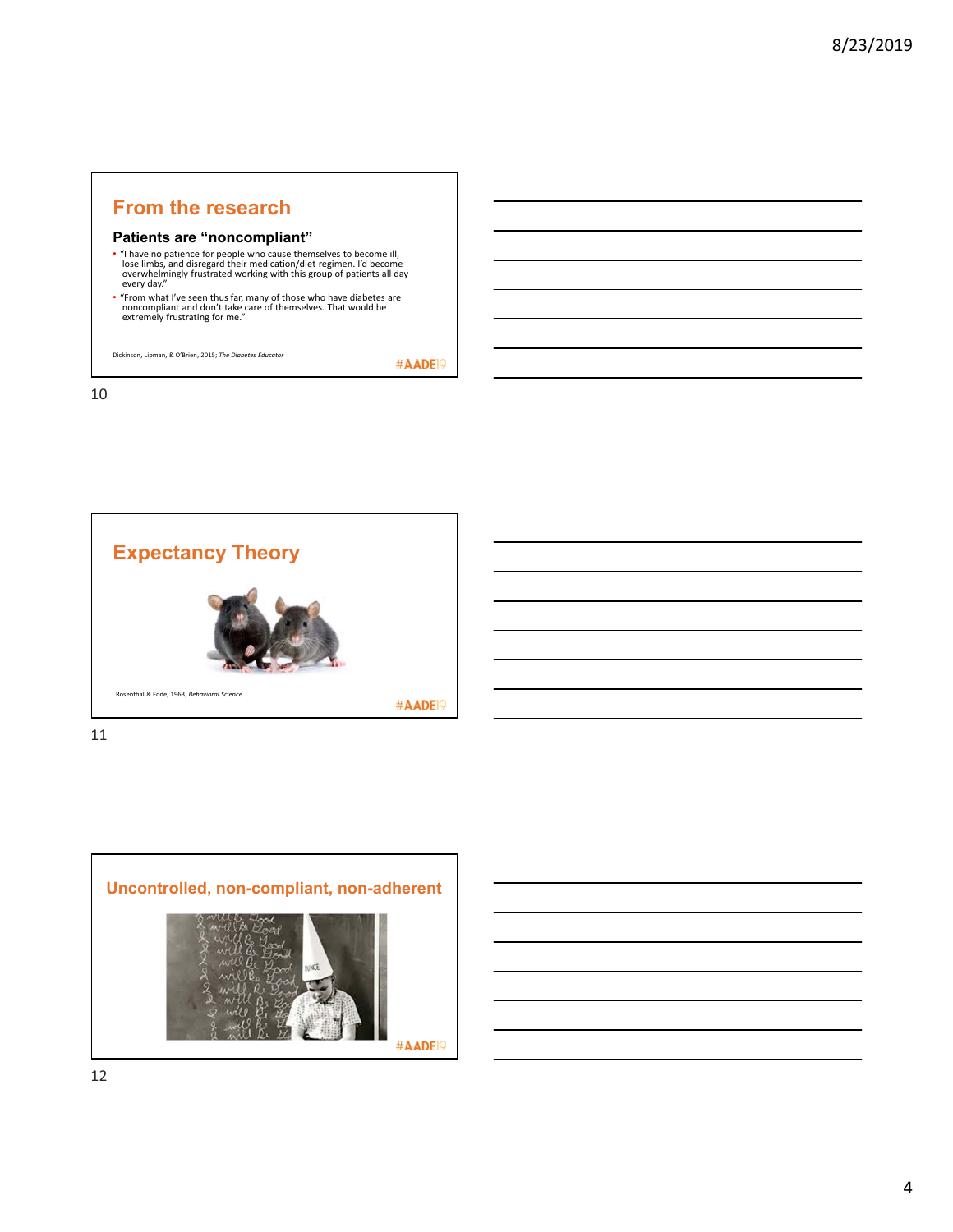## From the research

### Patients are "noncompliant"

- "I have no patience for people who cause themselves to become ill, lose limbs, and disregard their medication/diet regimen. I'd become overwhelmingly frustrated working with this group of patients all day every day."
- "From what I've seen thus far, many of those who have diabetes are noncompliant and don't take care of themselves. That would be extremely frustrating for me."

Dickinson, Lipman, & O'Brien, 2015; *The Diabetes Educator*

#AADE19

## Expectancy Theory

Rosenthal & Fode, 1963; *Behavioral Science*

#AADE19

## Uncontrolled, non-compliant, non-adherent

#AADE19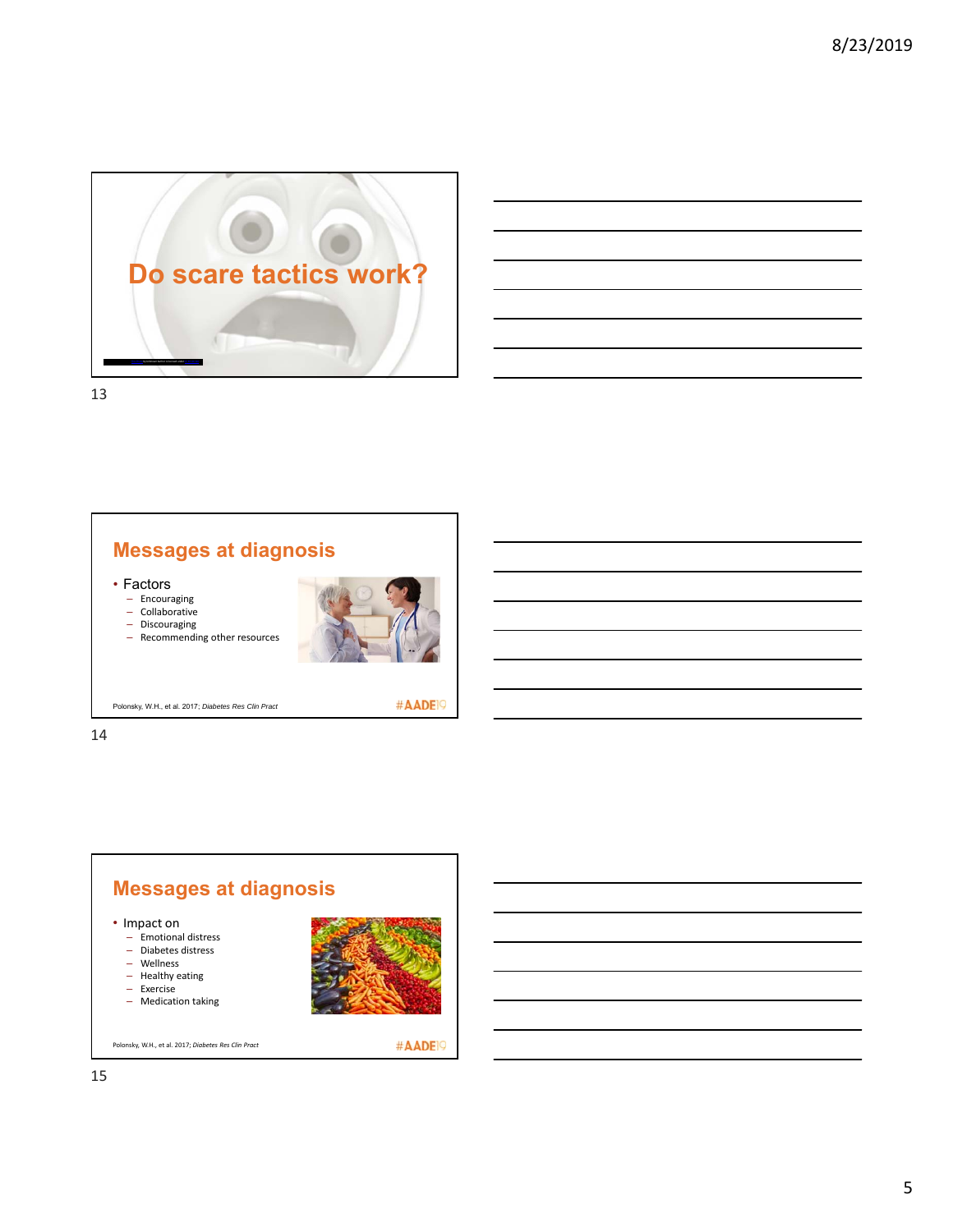# Do scare tactics work?

## Messages at diagnosis

- Factors
  - Encouraging
  - Collaborative
  - Discouraging
  - Recommending other resources

Polonsky, W.H., et al. 2017; *Diabetes Res Clin Pract*

#AADE19

## Messages at diagnosis

- Impact on
  - Emotional distress
  - Diabetes distress
  - Wellness
  - Healthy eating
  - Exercise
  - Medication taking

Polonsky, W.H., et al. 2017; *Diabetes Res Clin Pract*

#AADE19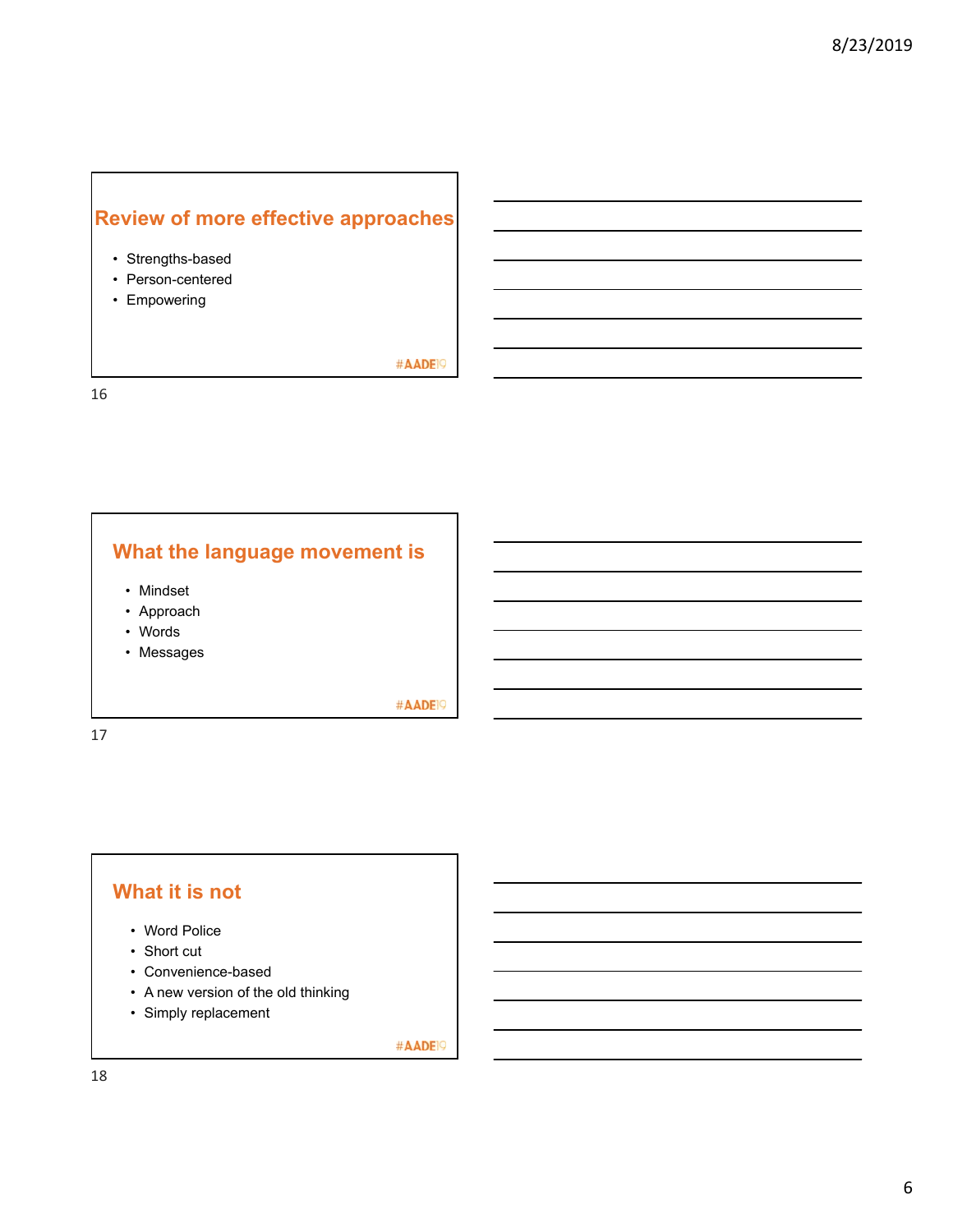## Review of more effective approaches

- Strengths-based
- Person-centered
- Empowering

#AADE19

## What the language movement is

- Mindset
- Approach
- Words
- Messages

#AADE19

## What it is not

- Word Police
- Short cut
- Convenience-based
- A new version of the old thinking
- Simply replacement

#AADE19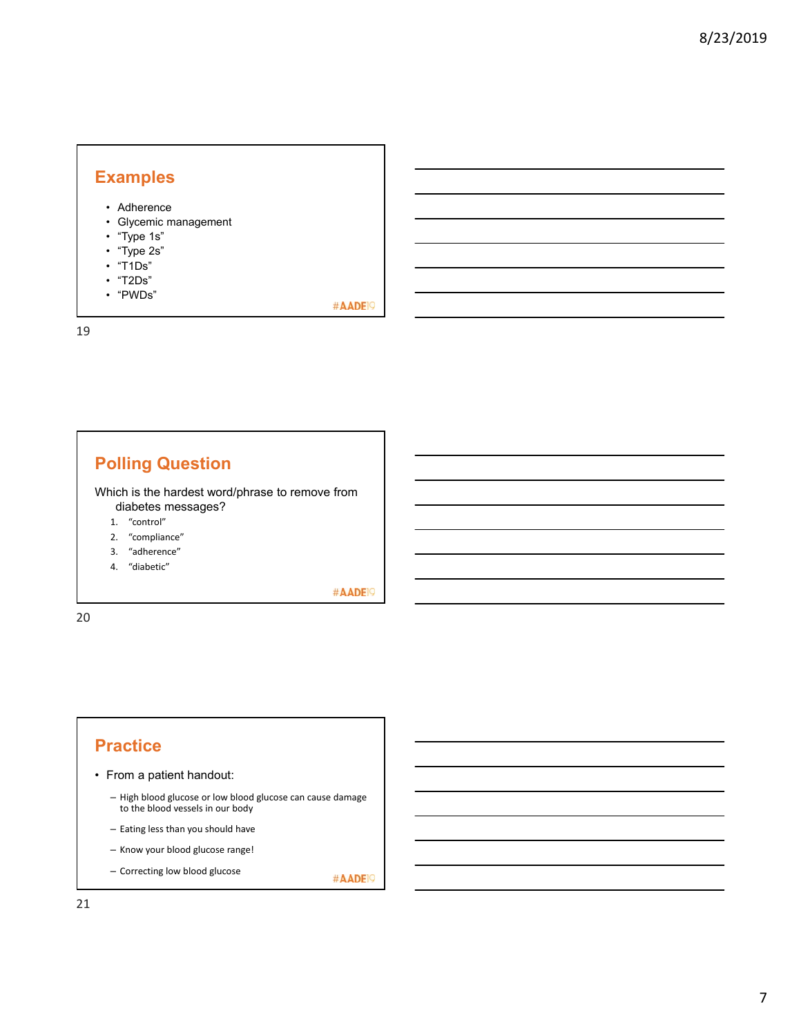## Examples

- Adherence
- Glycemic management
- “Type 1s”
- “Type 2s”
- “T1Ds”
- “T2Ds”
- “PWDs”

#AADE19

## Polling Question

Which is the hardest word/phrase to remove from diabetes messages?

1. “control”
2. “compliance”
3. “adherence”
4. “diabetic”

#AADE19

## Practice

- From a patient handout:
  - High blood glucose or low blood glucose can cause damage to the blood vessels in our body
  - Eating less than you should have
  - Know your blood glucose range!
  - Correcting low blood glucose

#AADE19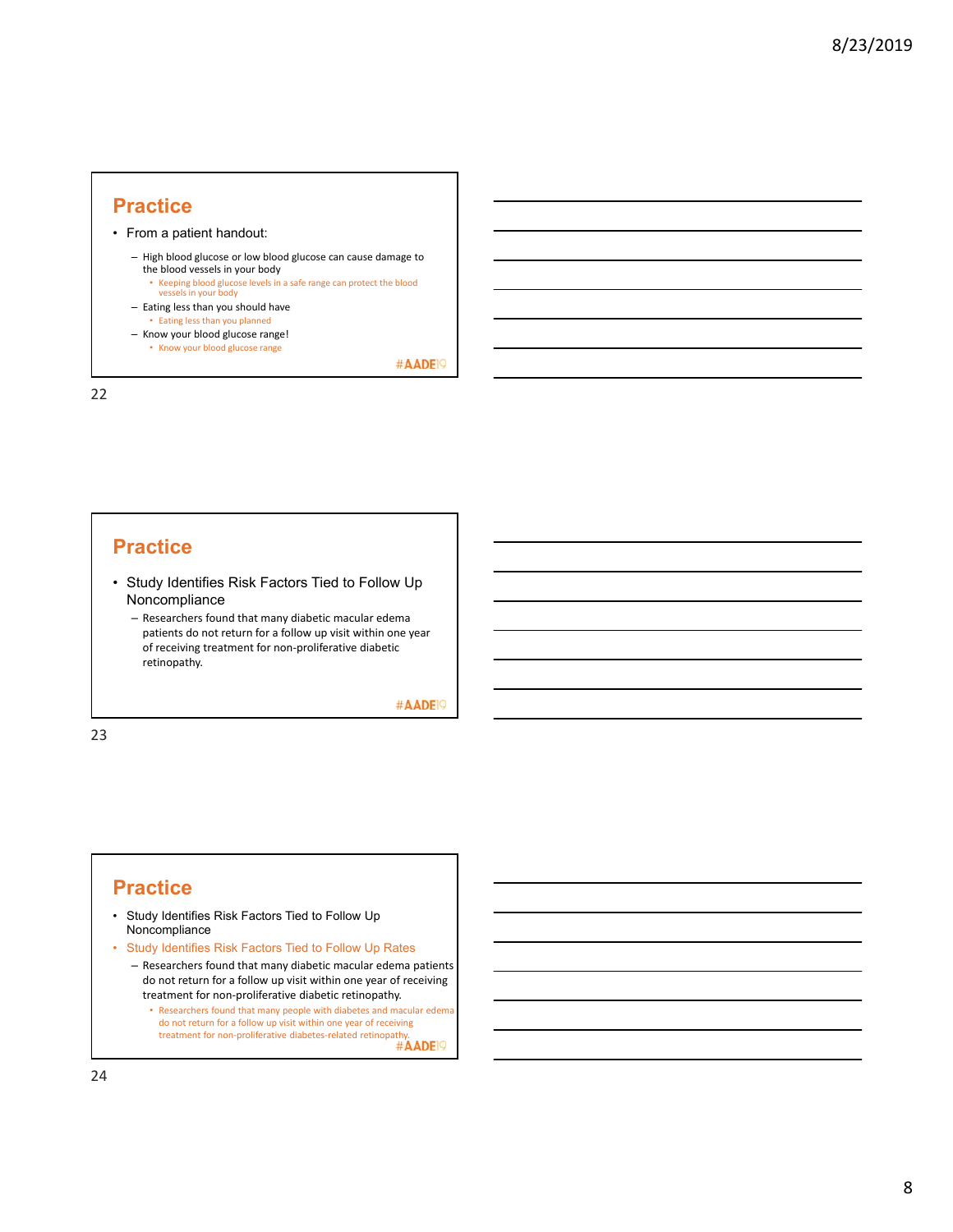## Practice

- From a patient handout:
  - High blood glucose or low blood glucose can cause damage to the blood vessels in your body
    - Keeping blood glucose levels in a safe range can protect the blood vessels in your body
  - Eating less than you should have
    - Eating less than you planned
  - Know your blood glucose range!
    - Know your blood glucose range

#AADE19

## Practice

- Study Identifies Risk Factors Tied to Follow Up Noncompliance
  - Researchers found that many diabetic macular edema patients do not return for a follow up visit within one year of receiving treatment for non-proliferative diabetic retinopathy.

#AADE19

## Practice

- Study Identifies Risk Factors Tied to Follow Up Noncompliance
- Study Identifies Risk Factors Tied to Follow Up Rates
  - Researchers found that many diabetic macular edema patients do not return for a follow up visit within one year of receiving treatment for non-proliferative diabetic retinopathy.
    - Researchers found that many people with diabetes and macular edema do not return for a follow up visit within one year of receiving treatment for non-proliferative diabetes-related retinopathy.

#AADE19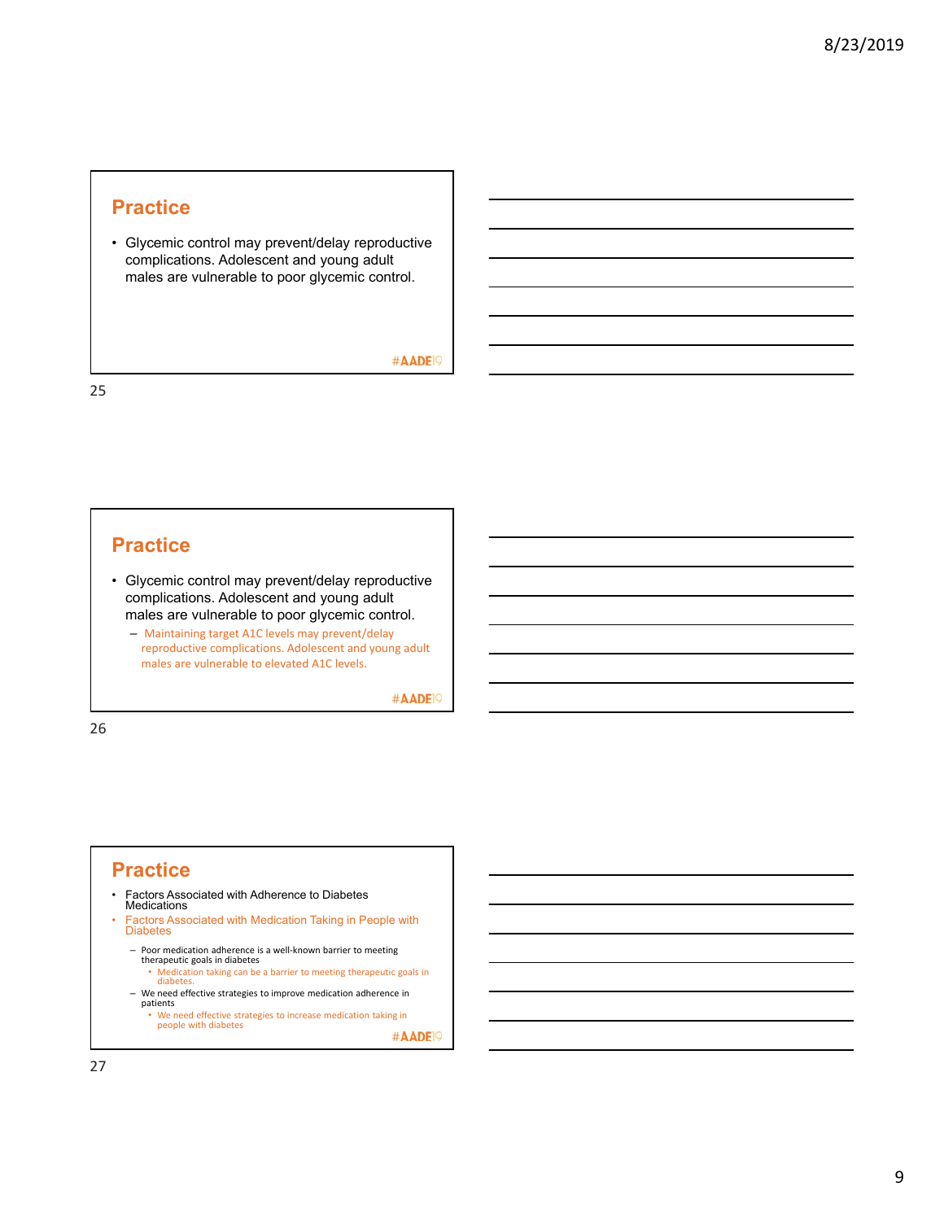## Practice

- Glycemic control may prevent/delay reproductive complications. Adolescent and young adult males are vulnerable to poor glycemic control.

#AADE19

## Practice

- Glycemic control may prevent/delay reproductive complications. Adolescent and young adult males are vulnerable to poor glycemic control.
  - Maintaining target A1C levels may prevent/delay reproductive complications. Adolescent and young adult males are vulnerable to elevated A1C levels.

#AADE19

## Practice

- Factors Associated with Adherence to Diabetes Medications
- Factors Associated with Medication Taking in People with Diabetes
  - Poor medication adherence is a well-known barrier to meeting therapeutic goals in diabetes
    - Medication taking can be a barrier to meeting therapeutic goals in diabetes.
  - We need effective strategies to improve medication adherence in patients
    - We need effective strategies to increase medication taking in people with diabetes

#AADE19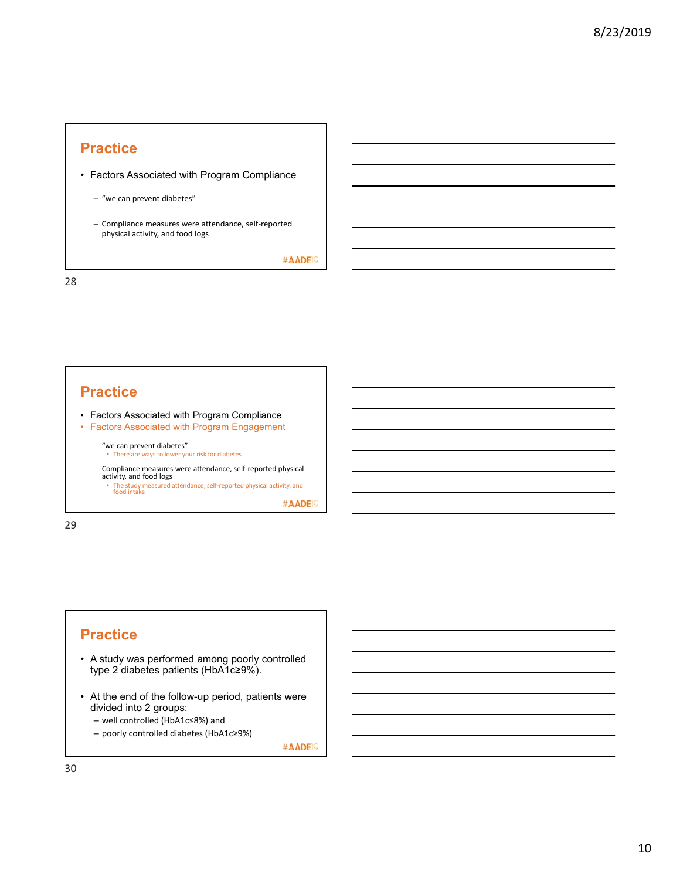## Practice

- Factors Associated with Program Compliance
  - "we can prevent diabetes"
  - Compliance measures were attendance, self-reported physical activity, and food logs

#AADE19

## Practice

- Factors Associated with Program Compliance
- Factors Associated with Program Engagement
  - "we can prevent diabetes"
    - There are ways to lower your risk for diabetes
  - Compliance measures were attendance, self-reported physical activity, and food logs
    - The study measured attendance, self-reported physical activity, and food intake

#AADE19

## Practice

- A study was performed among poorly controlled type 2 diabetes patients (HbA1c≥9%).
- At the end of the follow-up period, patients were divided into 2 groups:
  - well controlled (HbA1c≤8%) and
  - poorly controlled diabetes (HbA1c≥9%)

#AADE19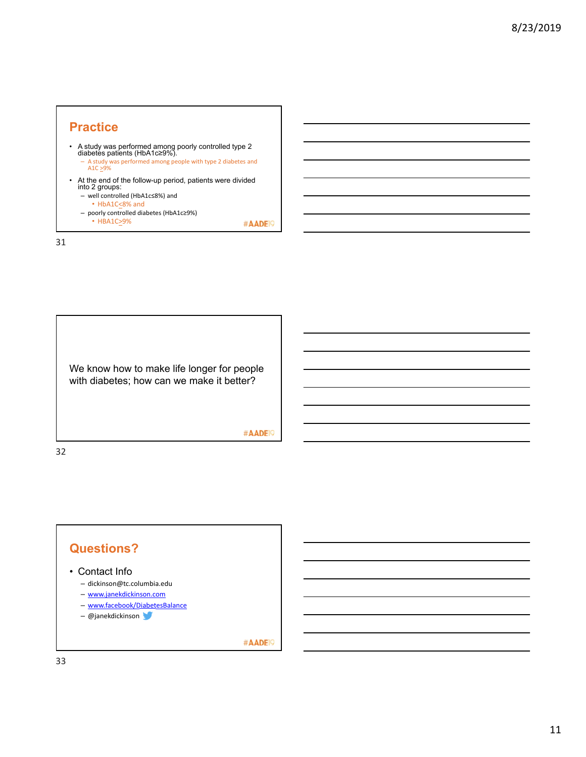## Practice

- A study was performed among poorly controlled type 2 diabetes patients (HbA1c≥9%).
  - A study was performed among people with type 2 diabetes and A1C >9%
- At the end of the follow-up period, patients were divided into 2 groups:
  - well controlled (HbA1c≤8%) and
    - HbA1C<8% and
  - poorly controlled diabetes (HbA1c≥9%)
    - HBA1C>9%

#AADE19

We know how to make life longer for people with diabetes; how can we make it better?

#AADE19

## Questions?

- Contact Info
  - dickinson@tc.columbia.edu
  - www.janekdickinson.com
  - www.facebook/DiabetesBalance
  - @janekdickinson

#AADE19